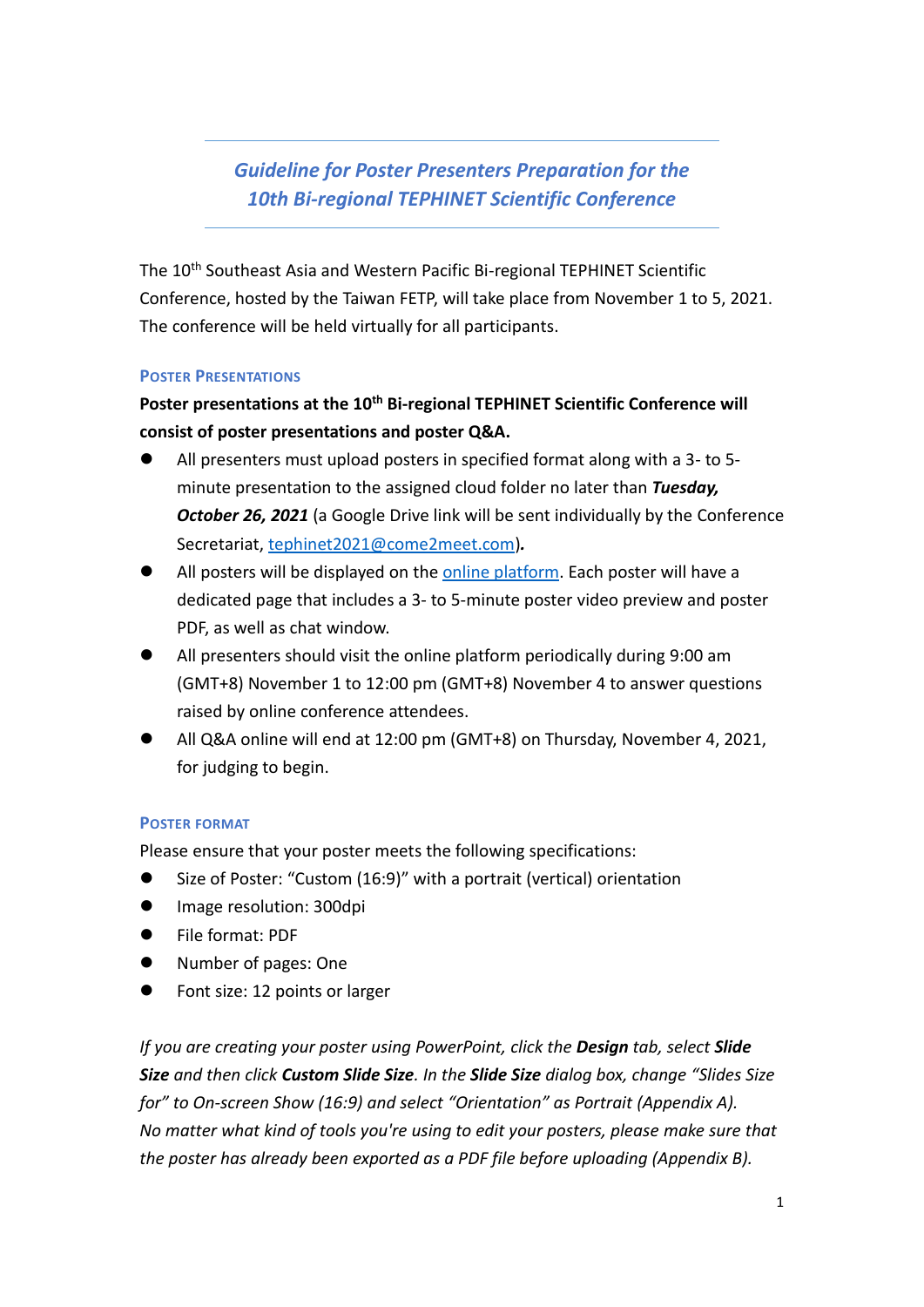# *Guideline for Poster Presenters Preparation for the 10th Bi-regional TEPHINET Scientific Conference*

The 10th Southeast Asia and Western Pacific Bi-regional TEPHINET Scientific Conference, hosted by the Taiwan FETP, will take place from November 1 to 5, 2021. The conference will be held virtually for all participants.

## Poster Presentations

**Poster presentations at the 10th Bi-regional TEPHINET Scientific Conference will consist of poster presentations and poster Q&A.**

- All presenters must upload posters in specified format along with a 3- to 5-minute presentation to the assigned cloud folder no later than ***Tuesday, October 26, 2021*** (a Google Drive link will be sent individually by the Conference Secretariat, tephinet2021@come2meet.com**).**
- All posters will be displayed on the online platform. Each poster will have a dedicated page that includes a 3- to 5-minute poster video preview and poster PDF, as well as chat window.
- All presenters should visit the online platform periodically during 9:00 am (GMT+8) November 1 to 12:00 pm (GMT+8) November 4 to answer questions raised by online conference attendees.
- All Q&A online will end at 12:00 pm (GMT+8) on Thursday, November 4, 2021, for judging to begin.

## Poster Format

Please ensure that your poster meets the following specifications:

- Size of Poster: "Custom (16:9)" with a portrait (vertical) orientation
- Image resolution: 300dpi
- File format: PDF
- Number of pages: One
- Font size: 12 points or larger

*If you are creating your poster using PowerPoint, click the **Design** tab, select **Slide Size** and then click **Custom Slide Size**. In the **Slide Size** dialog box, change "Slides Size for" to On-screen Show (16:9) and select "Orientation" as Portrait (Appendix A).*
*No matter what kind of tools you're using to edit your posters, please make sure that the poster has already been exported as a PDF file before uploading (Appendix B).*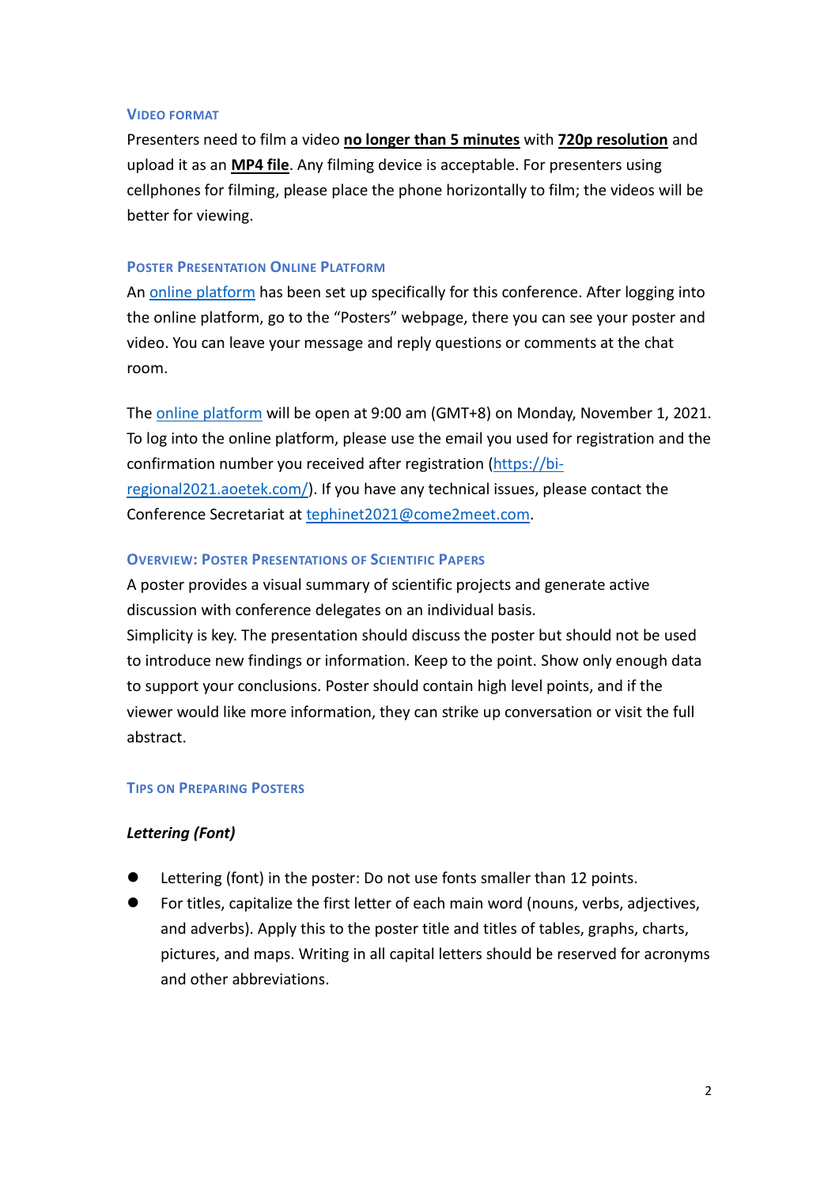### Video Format

Presenters need to film a video **no longer than 5 minutes** with **720p resolution** and upload it as an **MP4 file**. Any filming device is acceptable. For presenters using cellphones for filming, please place the phone horizontally to film; the videos will be better for viewing.

### Poster Presentation Online Platform

An online platform has been set up specifically for this conference. After logging into the online platform, go to the "Posters" webpage, there you can see your poster and video. You can leave your message and reply questions or comments at the chat room.

The online platform will be open at 9:00 am (GMT+8) on Monday, November 1, 2021. To log into the online platform, please use the email you used for registration and the confirmation number you received after registration (https://bi-regional2021.aoetek.com/). If you have any technical issues, please contact the Conference Secretariat at tephinet2021@come2meet.com.

### Overview: Poster Presentations of Scientific Papers

A poster provides a visual summary of scientific projects and generate active discussion with conference delegates on an individual basis.
Simplicity is key. The presentation should discuss the poster but should not be used to introduce new findings or information. Keep to the point. Show only enough data to support your conclusions. Poster should contain high level points, and if the viewer would like more information, they can strike up conversation or visit the full abstract.

### Tips on Preparing Posters

***Lettering (Font)***

- Lettering (font) in the poster: Do not use fonts smaller than 12 points.
- For titles, capitalize the first letter of each main word (nouns, verbs, adjectives, and adverbs). Apply this to the poster title and titles of tables, graphs, charts, pictures, and maps. Writing in all capital letters should be reserved for acronyms and other abbreviations.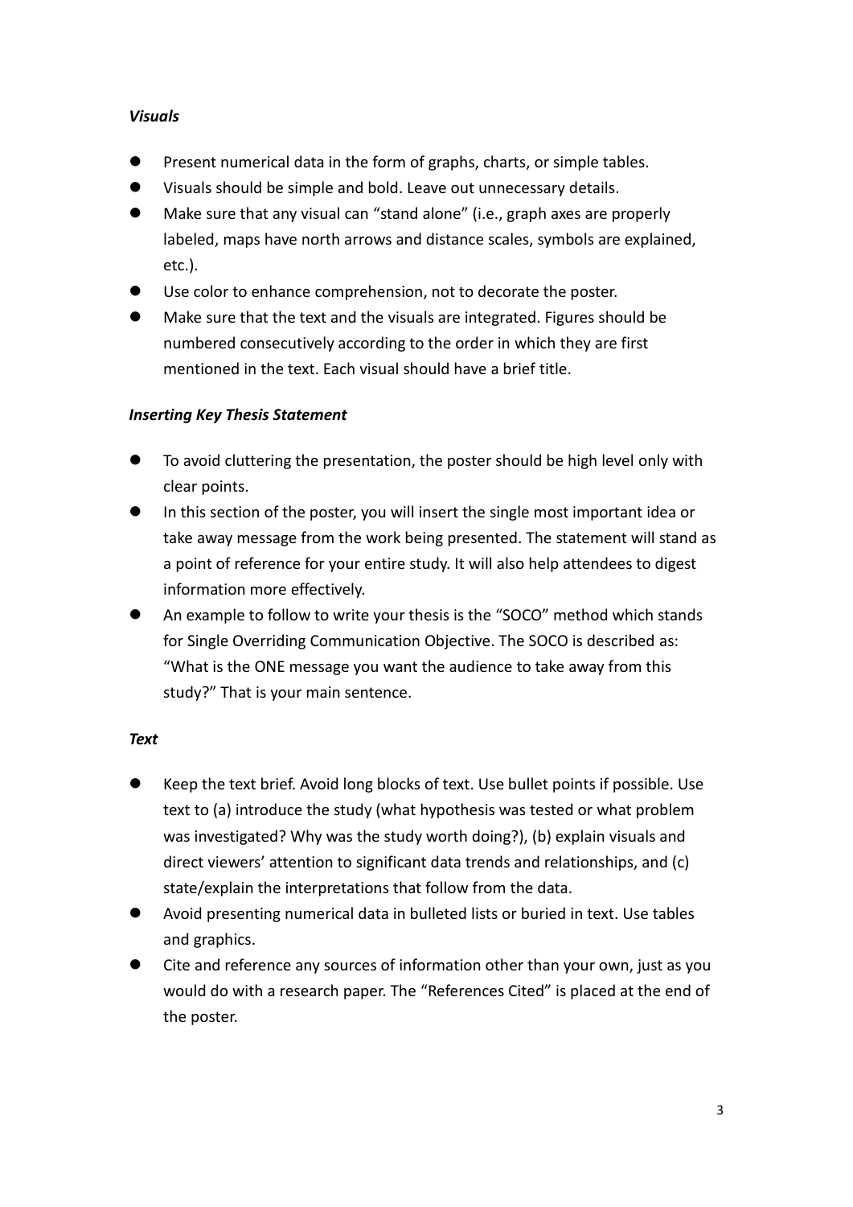*Visuals*

- Present numerical data in the form of graphs, charts, or simple tables.
- Visuals should be simple and bold. Leave out unnecessary details.
- Make sure that any visual can "stand alone" (i.e., graph axes are properly labeled, maps have north arrows and distance scales, symbols are explained, etc.).
- Use color to enhance comprehension, not to decorate the poster.
- Make sure that the text and the visuals are integrated. Figures should be numbered consecutively according to the order in which they are first mentioned in the text. Each visual should have a brief title.

*Inserting Key Thesis Statement*

- To avoid cluttering the presentation, the poster should be high level only with clear points.
- In this section of the poster, you will insert the single most important idea or take away message from the work being presented. The statement will stand as a point of reference for your entire study. It will also help attendees to digest information more effectively.
- An example to follow to write your thesis is the "SOCO" method which stands for Single Overriding Communication Objective. The SOCO is described as: "What is the ONE message you want the audience to take away from this study?" That is your main sentence.

*Text*

- Keep the text brief. Avoid long blocks of text. Use bullet points if possible. Use text to (a) introduce the study (what hypothesis was tested or what problem was investigated? Why was the study worth doing?), (b) explain visuals and direct viewers' attention to significant data trends and relationships, and (c) state/explain the interpretations that follow from the data.
- Avoid presenting numerical data in bulleted lists or buried in text. Use tables and graphics.
- Cite and reference any sources of information other than your own, just as you would do with a research paper. The "References Cited" is placed at the end of the poster.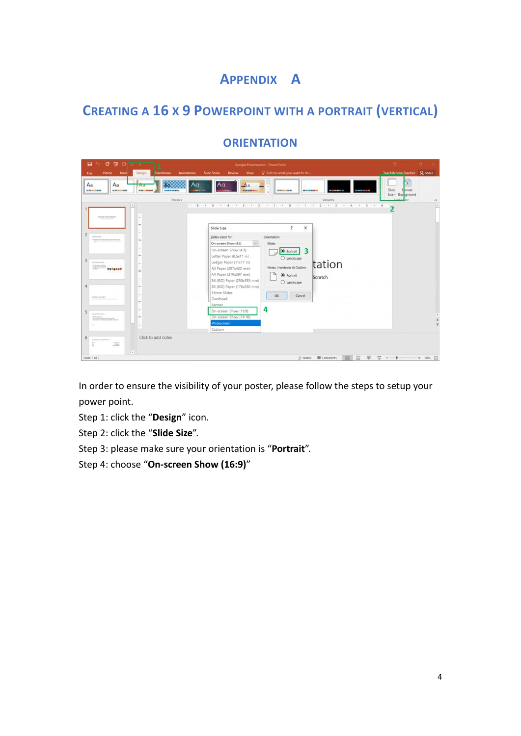# Appendix A

## Creating a 16 x 9 PowerPoint with a Portrait (Vertical) Orientation

In order to ensure the visibility of your poster, please follow the steps to setup your power point.

Step 1: click the “**Design**” icon.

Step 2: click the “**Slide Size**”.

Step 3: please make sure your orientation is “**Portrait**”.

Step 4: choose “**On-screen Show (16:9)**”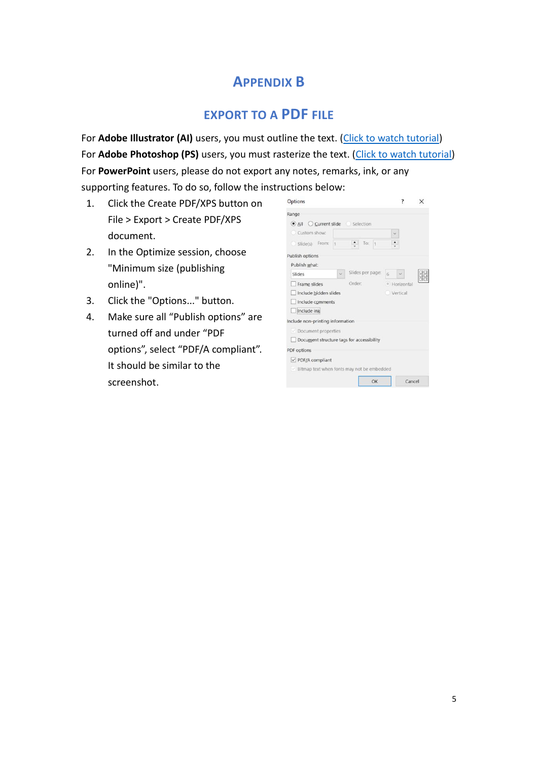# Appendix B

## EXPORT TO A PDF FILE

For **Adobe Illustrator (AI)** users, you must outline the text. (Click to watch tutorial)
For **Adobe Photoshop (PS)** users, you must rasterize the text. (Click to watch tutorial)
For **PowerPoint** users, please do not export any notes, remarks, ink, or any supporting features. To do so, follow the instructions below:

1. Click the Create PDF/XPS button on File > Export > Create PDF/XPS document.
2. In the Optimize session, choose "Minimum size (publishing online)".
3. Click the "Options..." button.
4. Make sure all "Publish options" are turned off and under "PDF options", select "PDF/A compliant". It should be similar to the screenshot.